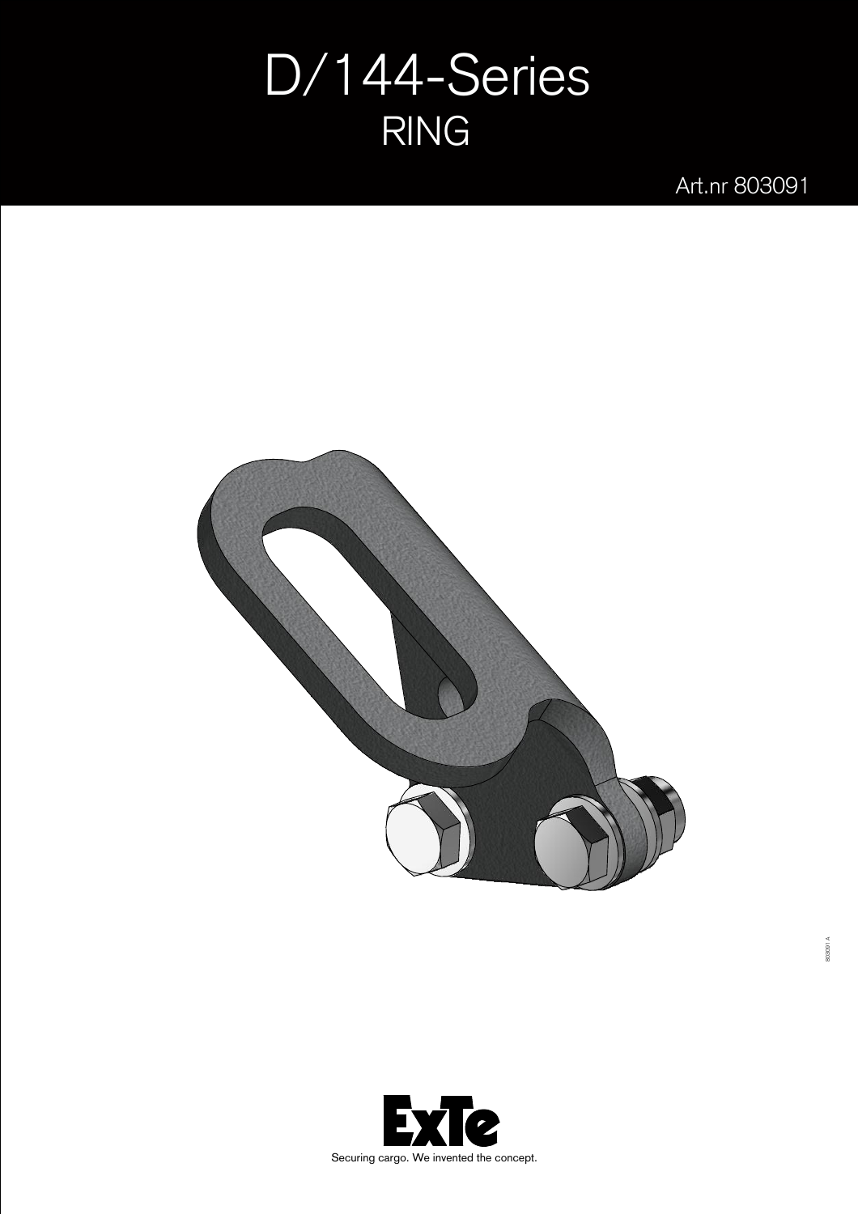# D/144-Series
## RING

Art.nr 803091

803091 A

ExTe

Securing cargo. We invented the concept.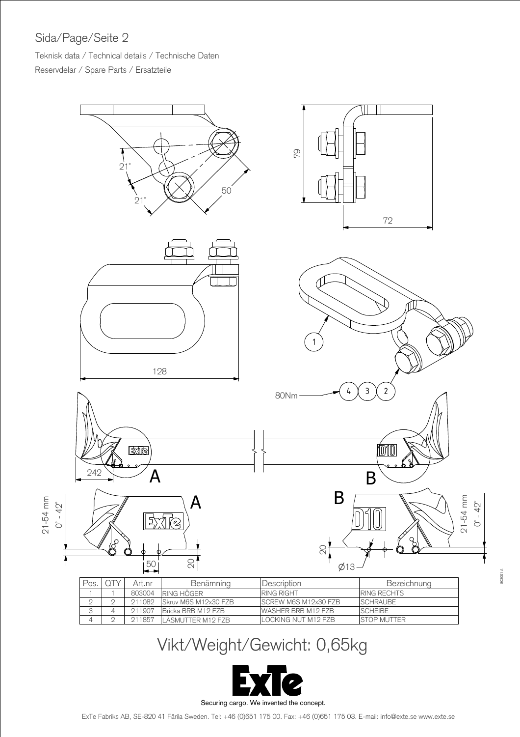Sida/Page/Seite 2

Teknisk data / Technical details / Technische Daten

Reservdelar / Spare Parts / Ersatzteile

| Pos. | QTY | Art.nr | Benämning | Description | Bezeichnung |
|---|---|---|---|---|---|
| 1 | 1 | 803004 | RING HÖGER | RING RIGHT | RING RECHTS |
| 2 | 2 | 211082 | Skruv M6S M12x30 FZB | SCREW M6S M12x30 FZB | SCHRAUBE |
| 3 | 4 | 211907 | Bricka BRB M12 FZB | WASHER BRB M12 FZB | SCHEIBE |
| 4 | 2 | 211857 | LÅSMUTTER M12 FZB | LOCKING NUT M12 FZB | STOP MUTTER |

Vikt/Weight/Gewicht: 0,65kg

Securing cargo. We invented the concept.

ExTe Fabriks AB, SE-820 41 Färila Sweden. Tel: +46 (0)651 175 00. Fax: +46 (0)651 175 03. E-mail: info@exte.se www.exte.se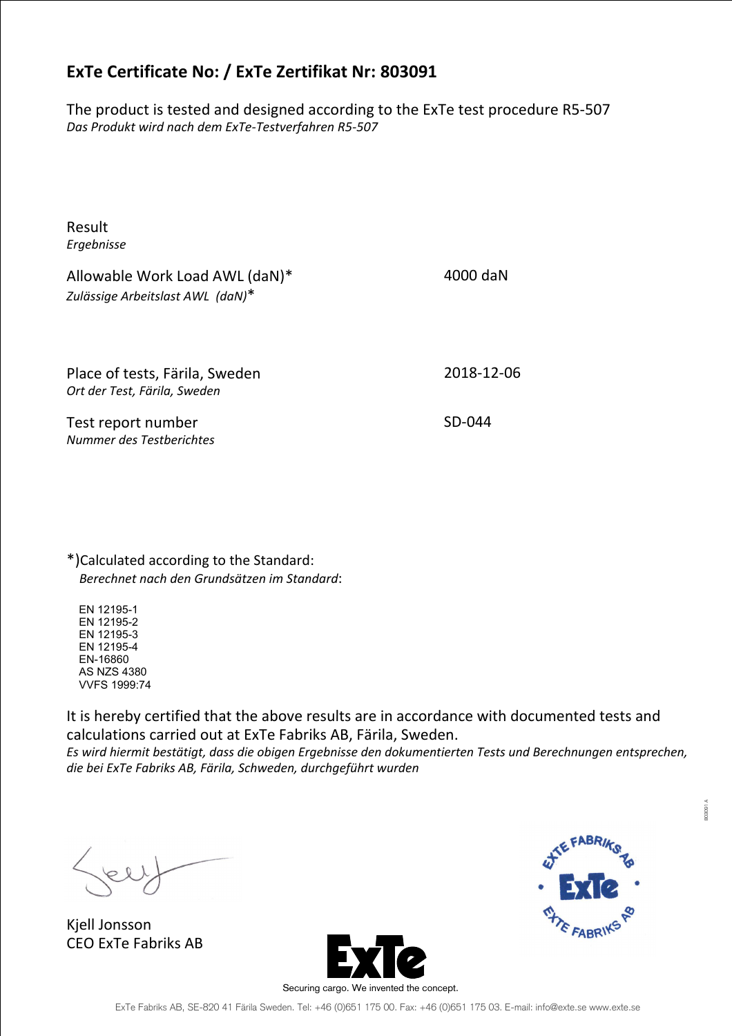# ExTe Certificate No: / ExTe Zertifikat Nr: 803091

The product is tested and designed according to the ExTe test procedure R5-507
*Das Produkt wird nach dem ExTe-Testverfahren R5-507*

Result
*Ergebnisse*

| | |
|---|---|
| Allowable Work Load AWL (daN)* <br> *Zulässige Arbeitslast AWL (daN)** | 4000 daN |
| Place of tests, Färila, Sweden <br> *Ort der Test, Färila, Sweden* | 2018-12-06 |
| Test report number <br> *Nummer des Testberichtes* | SD-044 |

*)Calculated according to the Standard:
*Berechnet nach den Grundsätzen im Standard*:

EN 12195-1
EN 12195-2
EN 12195-3
EN 12195-4
EN-16860
AS NZS 4380
VVFS 1999:74

It is hereby certified that the above results are in accordance with documented tests and calculations carried out at ExTe Fabriks AB, Färila, Sweden.
*Es wird hiermit bestätigt, dass die obigen Ergebnisse den dokumentierten Tests und Berechnungen entsprechen, die bei ExTe Fabriks AB, Färila, Schweden, durchgeführt wurden*

Kjell Jonsson
CEO ExTe Fabriks AB

EXTE FABRIKS AB • ExTe • EXTE FABRIKS AB

ExTe
Securing cargo. We invented the concept.

ExTe Fabriks AB, SE-820 41 Färila Sweden. Tel: +46 (0)651 175 00. Fax: +46 (0)651 175 03. E-mail: info@exte.se www.exte.se

803091 A